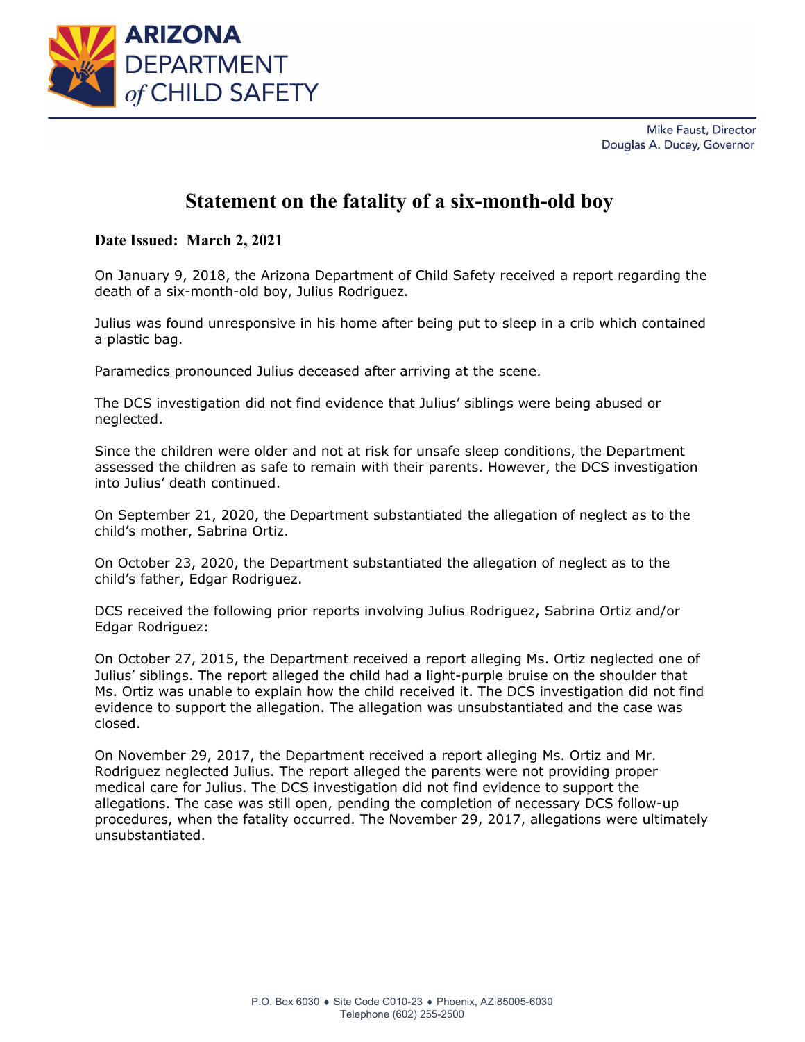ARIZONA DEPARTMENT of CHILD SAFETY

Mike Faust, Director
Douglas A. Ducey, Governor

# Statement on the fatality of a six-month-old boy

**Date Issued: March 2, 2021**

On January 9, 2018, the Arizona Department of Child Safety received a report regarding the death of a six-month-old boy, Julius Rodriguez.

Julius was found unresponsive in his home after being put to sleep in a crib which contained a plastic bag.

Paramedics pronounced Julius deceased after arriving at the scene.

The DCS investigation did not find evidence that Julius' siblings were being abused or neglected.

Since the children were older and not at risk for unsafe sleep conditions, the Department assessed the children as safe to remain with their parents. However, the DCS investigation into Julius' death continued.

On September 21, 2020, the Department substantiated the allegation of neglect as to the child's mother, Sabrina Ortiz.

On October 23, 2020, the Department substantiated the allegation of neglect as to the child's father, Edgar Rodriguez.

DCS received the following prior reports involving Julius Rodriguez, Sabrina Ortiz and/or Edgar Rodriguez:

On October 27, 2015, the Department received a report alleging Ms. Ortiz neglected one of Julius' siblings. The report alleged the child had a light-purple bruise on the shoulder that Ms. Ortiz was unable to explain how the child received it. The DCS investigation did not find evidence to support the allegation. The allegation was unsubstantiated and the case was closed.

On November 29, 2017, the Department received a report alleging Ms. Ortiz and Mr. Rodriguez neglected Julius. The report alleged the parents were not providing proper medical care for Julius. The DCS investigation did not find evidence to support the allegations. The case was still open, pending the completion of necessary DCS follow-up procedures, when the fatality occurred. The November 29, 2017, allegations were ultimately unsubstantiated.

P.O. Box 6030 ♦ Site Code C010-23 ♦ Phoenix, AZ 85005-6030
Telephone (602) 255-2500